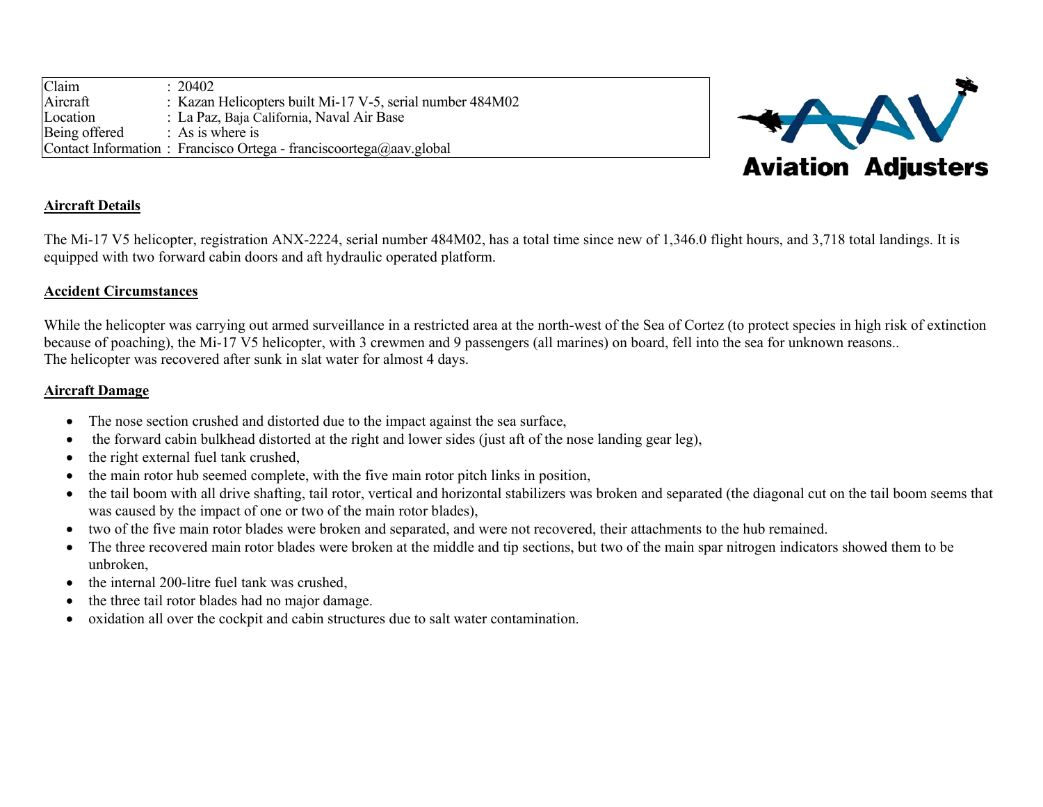| Claim | : 20402 |
| --- | --- |
| Aircraft | : Kazan Helicopters built Mi-17 V-5, serial number 484M02 |
| Location | : La Paz, Baja California, Naval Air Base |
| Being offered | : As is where is |
| Contact Information | : Francisco Ortega - franciscoortega@aav.global |

**Aviation Adjusters**

## Aircraft Details

The Mi-17 V5 helicopter, registration ANX-2224, serial number 484M02, has a total time since new of 1,346.0 flight hours, and 3,718 total landings. It is equipped with two forward cabin doors and aft hydraulic operated platform.

## Accident Circumstances

While the helicopter was carrying out armed surveillance in a restricted area at the north-west of the Sea of Cortez (to protect species in high risk of extinction because of poaching), the Mi-17 V5 helicopter, with 3 crewmen and 9 passengers (all marines) on board, fell into the sea for unknown reasons..
The helicopter was recovered after sunk in slat water for almost 4 days.

## Aircraft Damage

- The nose section crushed and distorted due to the impact against the sea surface,
- the forward cabin bulkhead distorted at the right and lower sides (just aft of the nose landing gear leg),
- the right external fuel tank crushed,
- the main rotor hub seemed complete, with the five main rotor pitch links in position,
- the tail boom with all drive shafting, tail rotor, vertical and horizontal stabilizers was broken and separated (the diagonal cut on the tail boom seems that was caused by the impact of one or two of the main rotor blades),
- two of the five main rotor blades were broken and separated, and were not recovered, their attachments to the hub remained.
- The three recovered main rotor blades were broken at the middle and tip sections, but two of the main spar nitrogen indicators showed them to be unbroken,
- the internal 200-litre fuel tank was crushed,
- the three tail rotor blades had no major damage.
- oxidation all over the cockpit and cabin structures due to salt water contamination.